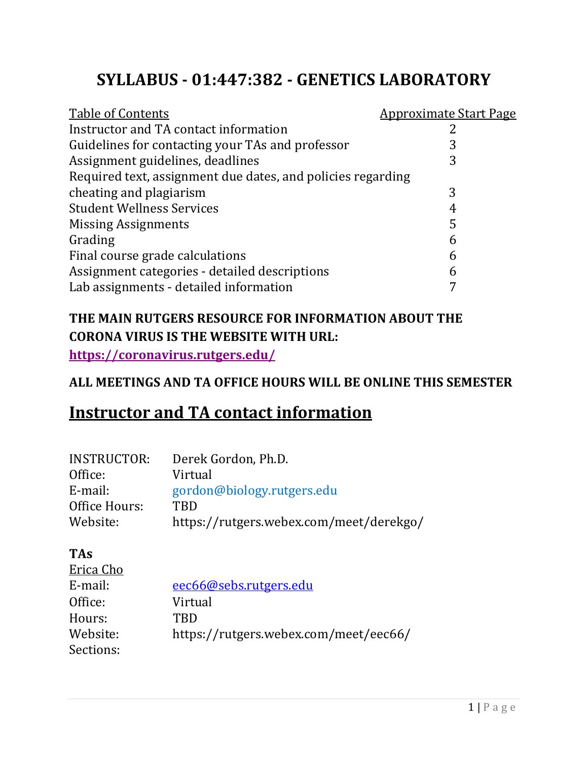# SYLLABUS - 01:447:382 - GENETICS LABORATORY

| Table of Contents | Approximate Start Page |
|---|---|
| Instructor and TA contact information | 2 |
| Guidelines for contacting your TAs and professor | 3 |
| Assignment guidelines, deadlines | 3 |
| Required text, assignment due dates, and policies regarding cheating and plagiarism | 3 |
| Student Wellness Services | 4 |
| Missing Assignments | 5 |
| Grading | 6 |
| Final course grade calculations | 6 |
| Assignment categories - detailed descriptions | 6 |
| Lab assignments - detailed information | 7 |

**THE MAIN RUTGERS RESOURCE FOR INFORMATION ABOUT THE CORONA VIRUS IS THE WEBSITE WITH URL: https://coronavirus.rutgers.edu/**

**ALL MEETINGS AND TA OFFICE HOURS WILL BE ONLINE THIS SEMESTER**

## Instructor and TA contact information

INSTRUCTOR: Derek Gordon, Ph.D.
Office: Virtual
E-mail: gordon@biology.rutgers.edu
Office Hours: TBD
Website: https://rutgers.webex.com/meet/derekgo/

**TAs**

Erica Cho
E-mail: eec66@sebs.rutgers.edu
Office: Virtual
Hours: TBD
Website: https://rutgers.webex.com/meet/eec66/
Sections: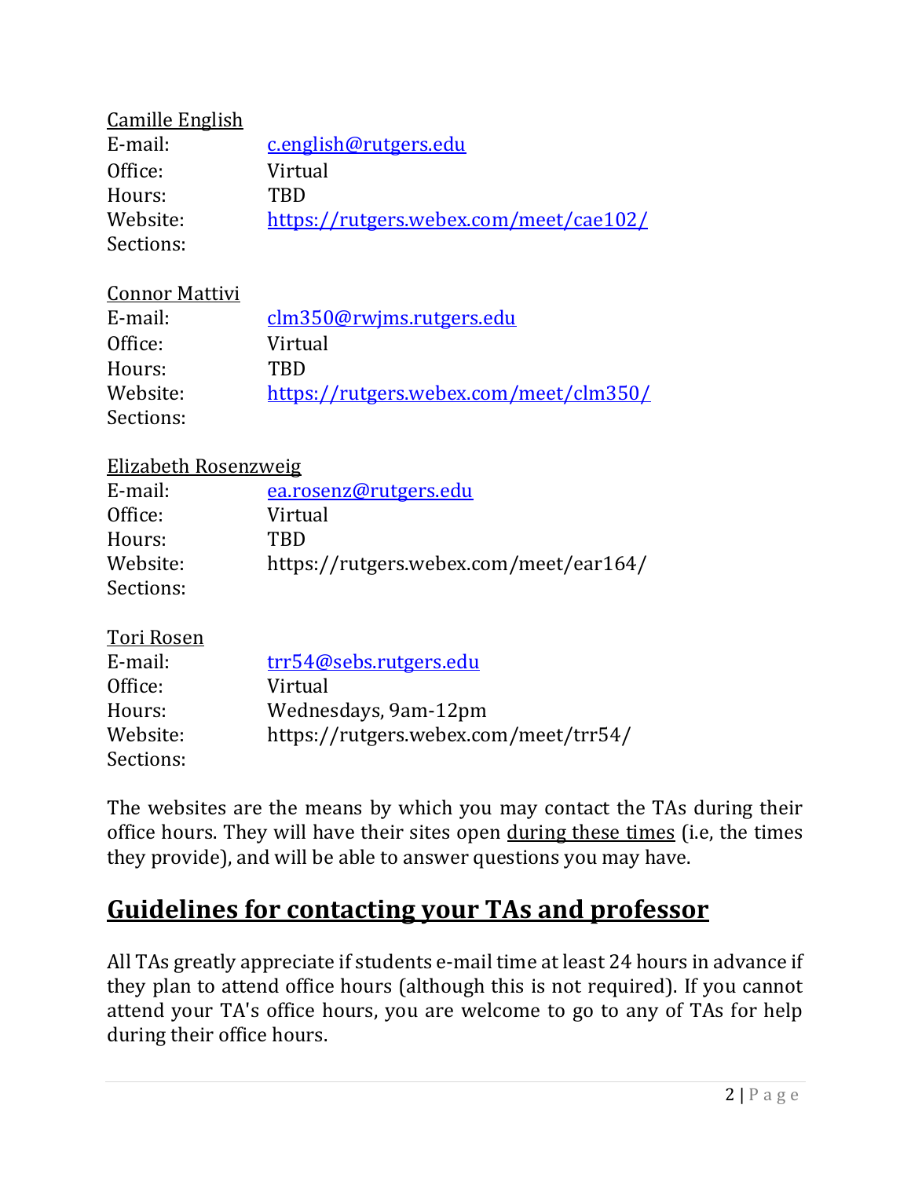Camille English

E-mail: c.english@rutgers.edu
Office: Virtual
Hours: TBD
Website: https://rutgers.webex.com/meet/cae102/
Sections:

Connor Mattivi

E-mail: clm350@rwjms.rutgers.edu
Office: Virtual
Hours: TBD
Website: https://rutgers.webex.com/meet/clm350/
Sections:

Elizabeth Rosenzweig

E-mail: ea.rosenz@rutgers.edu
Office: Virtual
Hours: TBD
Website: https://rutgers.webex.com/meet/ear164/
Sections:

Tori Rosen

E-mail: trr54@sebs.rutgers.edu
Office: Virtual
Hours: Wednesdays, 9am-12pm
Website: https://rutgers.webex.com/meet/trr54/
Sections:

The websites are the means by which you may contact the TAs during their office hours. They will have their sites open during these times (i.e, the times they provide), and will be able to answer questions you may have.

## Guidelines for contacting your TAs and professor

All TAs greatly appreciate if students e-mail time at least 24 hours in advance if they plan to attend office hours (although this is not required). If you cannot attend your TA's office hours, you are welcome to go to any of TAs for help during their office hours.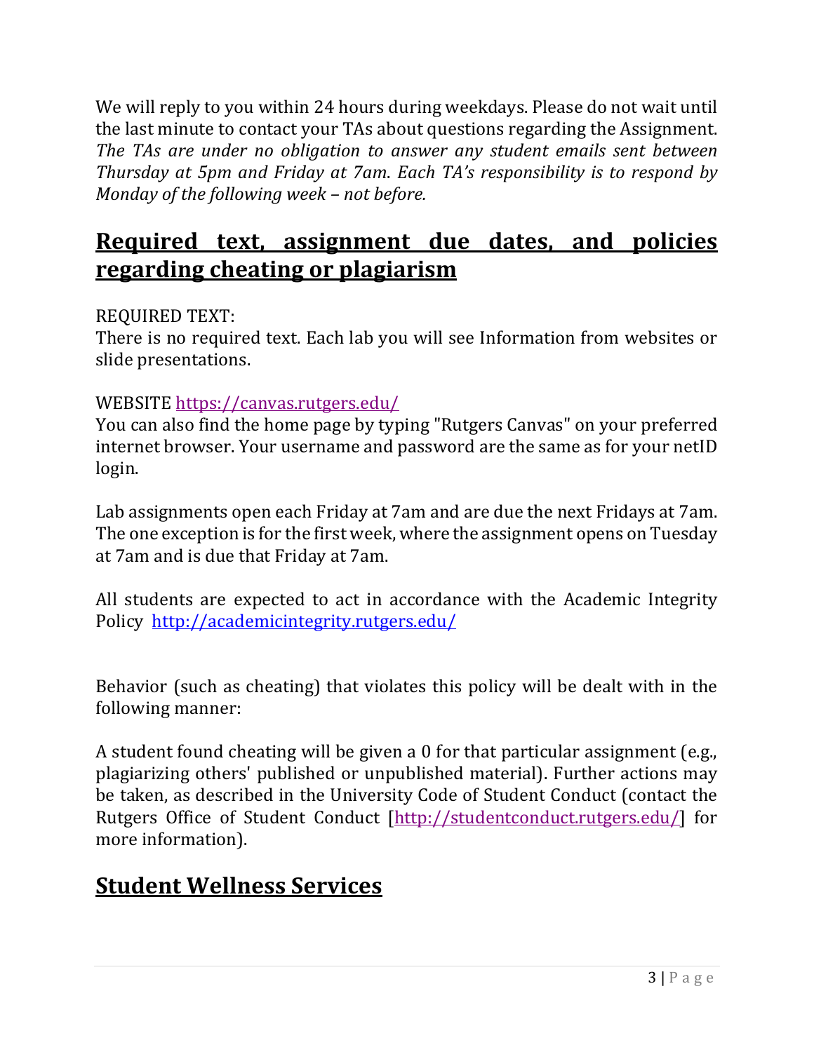We will reply to you within 24 hours during weekdays. Please do not wait until the last minute to contact your TAs about questions regarding the Assignment. *The TAs are under no obligation to answer any student emails sent between Thursday at 5pm and Friday at 7am. Each TA's responsibility is to respond by Monday of the following week – not before.*

## Required text, assignment due dates, and policies regarding cheating or plagiarism

REQUIRED TEXT:
There is no required text. Each lab you will see Information from websites or slide presentations.

WEBSITE https://canvas.rutgers.edu/
You can also find the home page by typing "Rutgers Canvas" on your preferred internet browser. Your username and password are the same as for your netID login.

Lab assignments open each Friday at 7am and are due the next Fridays at 7am. The one exception is for the first week, where the assignment opens on Tuesday at 7am and is due that Friday at 7am.

All students are expected to act in accordance with the Academic Integrity Policy http://academicintegrity.rutgers.edu/

Behavior (such as cheating) that violates this policy will be dealt with in the following manner:

A student found cheating will be given a 0 for that particular assignment (e.g., plagiarizing others' published or unpublished material). Further actions may be taken, as described in the University Code of Student Conduct (contact the Rutgers Office of Student Conduct [http://studentconduct.rutgers.edu/] for more information).

## Student Wellness Services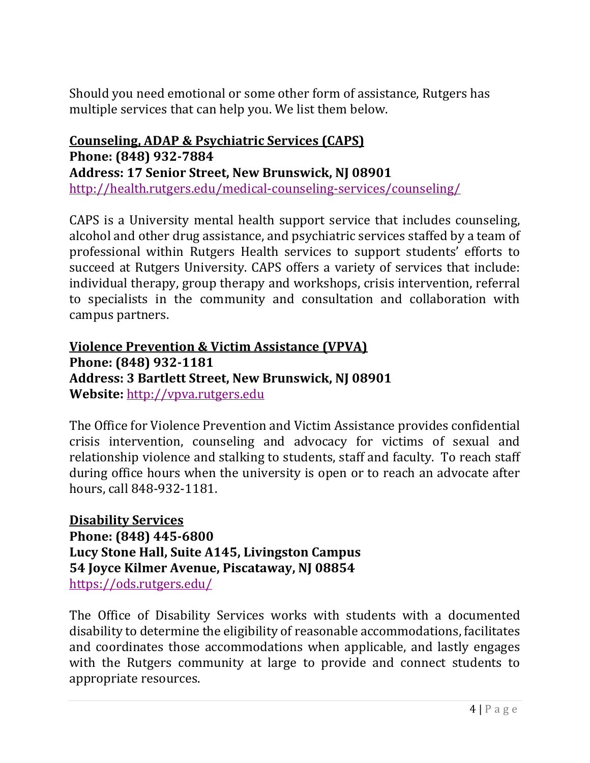Should you need emotional or some other form of assistance, Rutgers has multiple services that can help you. We list them below.

**<u>Counseling, ADAP & Psychiatric Services (CAPS)</u>**
**Phone: (848) 932-7884**
**Address: 17 Senior Street, New Brunswick, NJ 08901**
http://health.rutgers.edu/medical-counseling-services/counseling/

CAPS is a University mental health support service that includes counseling, alcohol and other drug assistance, and psychiatric services staffed by a team of professional within Rutgers Health services to support students' efforts to succeed at Rutgers University. CAPS offers a variety of services that include: individual therapy, group therapy and workshops, crisis intervention, referral to specialists in the community and consultation and collaboration with campus partners.

**<u>Violence Prevention & Victim Assistance (VPVA)</u>**
**Phone: (848) 932-1181**
**Address: 3 Bartlett Street, New Brunswick, NJ 08901**
**Website:** http://vpva.rutgers.edu

The Office for Violence Prevention and Victim Assistance provides confidential crisis intervention, counseling and advocacy for victims of sexual and relationship violence and stalking to students, staff and faculty. To reach staff during office hours when the university is open or to reach an advocate after hours, call 848-932-1181.

**<u>Disability Services</u>**
**Phone: (848) 445-6800**
**Lucy Stone Hall, Suite A145, Livingston Campus**
**54 Joyce Kilmer Avenue, Piscataway, NJ 08854**
https://ods.rutgers.edu/

The Office of Disability Services works with students with a documented disability to determine the eligibility of reasonable accommodations, facilitates and coordinates those accommodations when applicable, and lastly engages with the Rutgers community at large to provide and connect students to appropriate resources.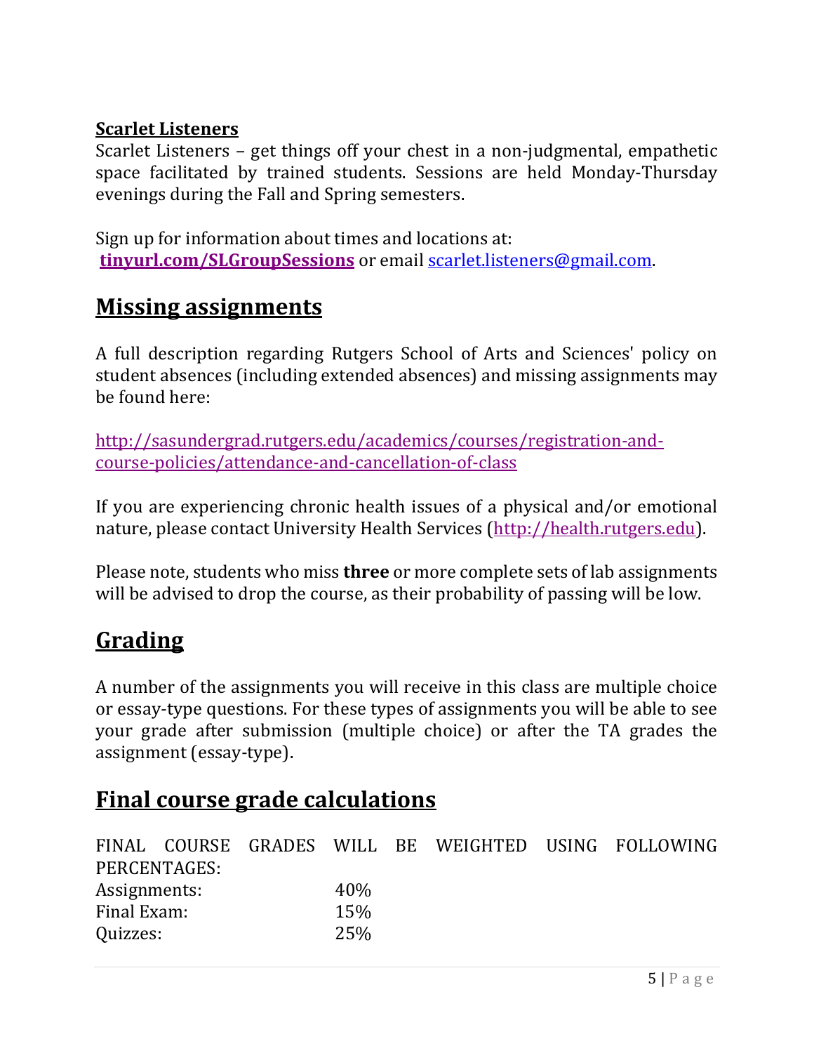### Scarlet Listeners

Scarlet Listeners – get things off your chest in a non-judgmental, empathetic space facilitated by trained students. Sessions are held Monday-Thursday evenings during the Fall and Spring semesters.

Sign up for information about times and locations at:
**tinyurl.com/SLGroupSessions** or email scarlet.listeners@gmail.com.

## Missing assignments

A full description regarding Rutgers School of Arts and Sciences' policy on student absences (including extended absences) and missing assignments may be found here:

http://sasundergrad.rutgers.edu/academics/courses/registration-and-course-policies/attendance-and-cancellation-of-class

If you are experiencing chronic health issues of a physical and/or emotional nature, please contact University Health Services (http://health.rutgers.edu).

Please note, students who miss **three** or more complete sets of lab assignments will be advised to drop the course, as their probability of passing will be low.

## Grading

A number of the assignments you will receive in this class are multiple choice or essay-type questions. For these types of assignments you will be able to see your grade after submission (multiple choice) or after the TA grades the assignment (essay-type).

## Final course grade calculations

FINAL COURSE GRADES WILL BE WEIGHTED USING FOLLOWING PERCENTAGES:

| | |
|---|---|
| Assignments: | 40% |
| Final Exam: | 15% |
| Quizzes: | 25% |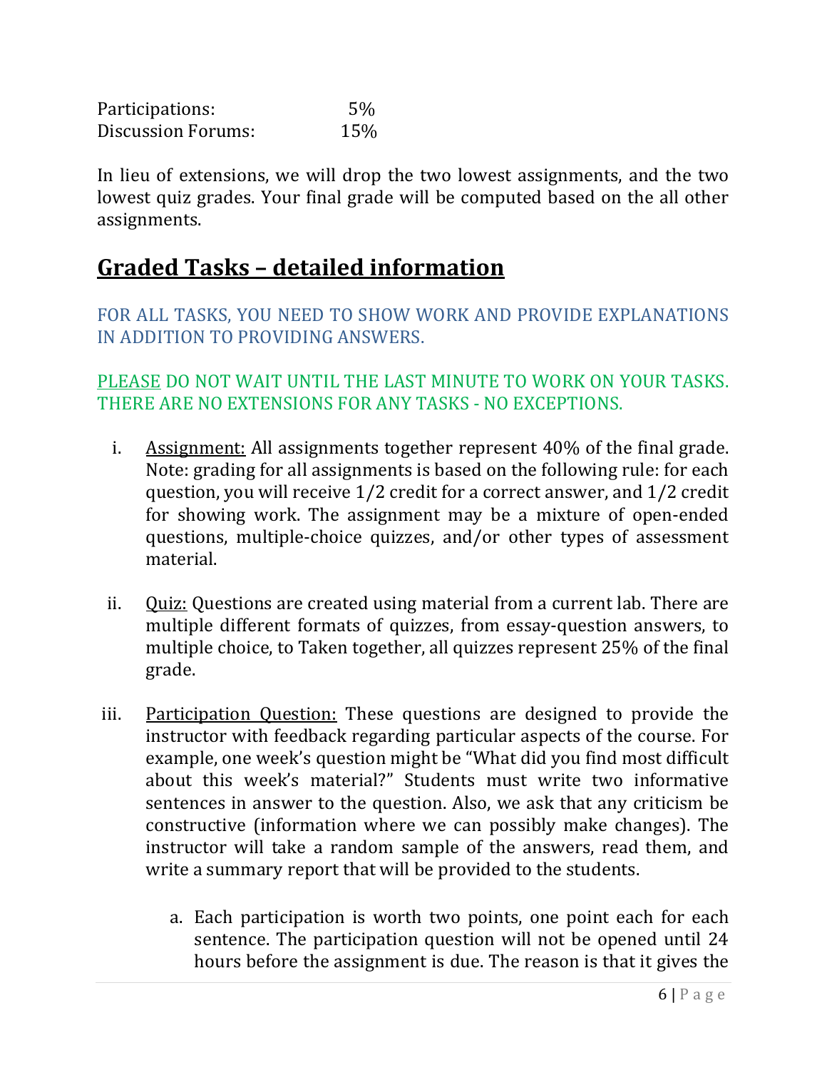| | |
|---|---|
| Participations: | 5% |
| Discussion Forums: | 15% |

In lieu of extensions, we will drop the two lowest assignments, and the two lowest quiz grades. Your final grade will be computed based on the all other assignments.

## **Graded Tasks – detailed information**

FOR ALL TASKS, YOU NEED TO SHOW WORK AND PROVIDE EXPLANATIONS IN ADDITION TO PROVIDING ANSWERS.

PLEASE DO NOT WAIT UNTIL THE LAST MINUTE TO WORK ON YOUR TASKS. THERE ARE NO EXTENSIONS FOR ANY TASKS - NO EXCEPTIONS.

i. Assignment: All assignments together represent 40% of the final grade. Note: grading for all assignments is based on the following rule: for each question, you will receive 1/2 credit for a correct answer, and 1/2 credit for showing work. The assignment may be a mixture of open-ended questions, multiple-choice quizzes, and/or other types of assessment material.

ii. Quiz: Questions are created using material from a current lab. There are multiple different formats of quizzes, from essay-question answers, to multiple choice, to Taken together, all quizzes represent 25% of the final grade.

iii. Participation Question: These questions are designed to provide the instructor with feedback regarding particular aspects of the course. For example, one week's question might be "What did you find most difficult about this week's material?" Students must write two informative sentences in answer to the question. Also, we ask that any criticism be constructive (information where we can possibly make changes). The instructor will take a random sample of the answers, read them, and write a summary report that will be provided to the students.

   a. Each participation is worth two points, one point each for each sentence. The participation question will not be opened until 24 hours before the assignment is due. The reason is that it gives the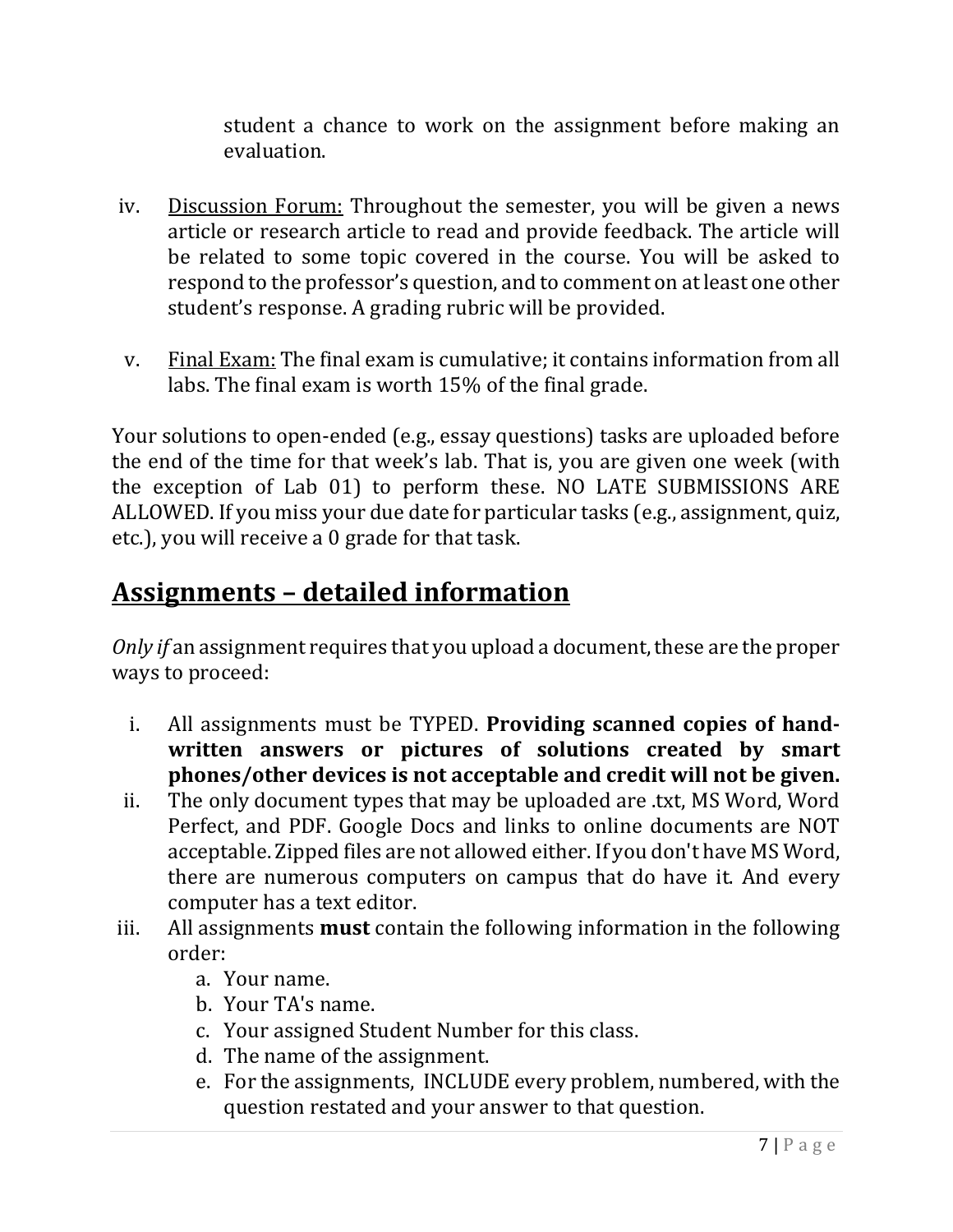student a chance to work on the assignment before making an evaluation.

iv. Discussion Forum: Throughout the semester, you will be given a news article or research article to read and provide feedback. The article will be related to some topic covered in the course. You will be asked to respond to the professor's question, and to comment on at least one other student's response. A grading rubric will be provided.

v. Final Exam: The final exam is cumulative; it contains information from all labs. The final exam is worth 15% of the final grade.

Your solutions to open-ended (e.g., essay questions) tasks are uploaded before the end of the time for that week's lab. That is, you are given one week (with the exception of Lab 01) to perform these. NO LATE SUBMISSIONS ARE ALLOWED. If you miss your due date for particular tasks (e.g., assignment, quiz, etc.), you will receive a 0 grade for that task.

## Assignments – detailed information

*Only if* an assignment requires that you upload a document, these are the proper ways to proceed:

i. All assignments must be TYPED. **Providing scanned copies of hand-written answers or pictures of solutions created by smart phones/other devices is not acceptable and credit will not be given.**

ii. The only document types that may be uploaded are .txt, MS Word, Word Perfect, and PDF. Google Docs and links to online documents are NOT acceptable. Zipped files are not allowed either. If you don't have MS Word, there are numerous computers on campus that do have it. And every computer has a text editor.

iii. All assignments **must** contain the following information in the following order:
   a. Your name.
   b. Your TA's name.
   c. Your assigned Student Number for this class.
   d. The name of the assignment.
   e. For the assignments, INCLUDE every problem, numbered, with the question restated and your answer to that question.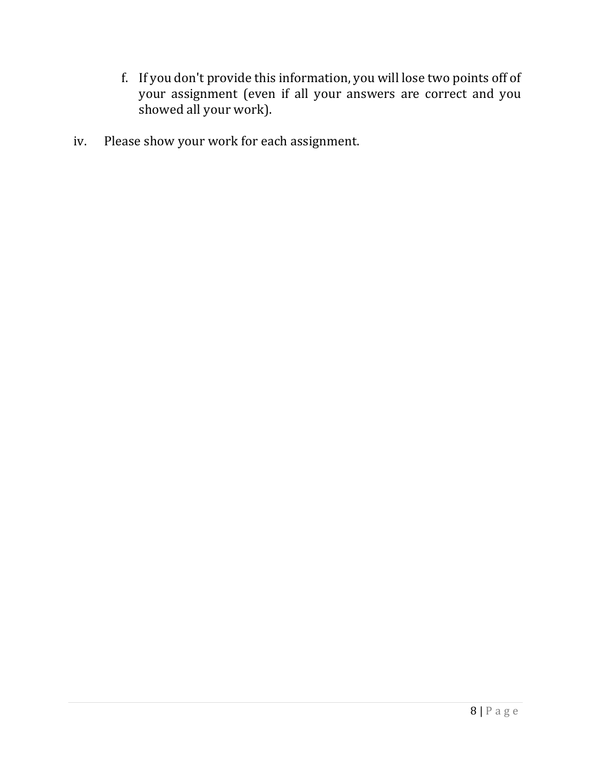f. If you don't provide this information, you will lose two points off of your assignment (even if all your answers are correct and you showed all your work).

iv. Please show your work for each assignment.